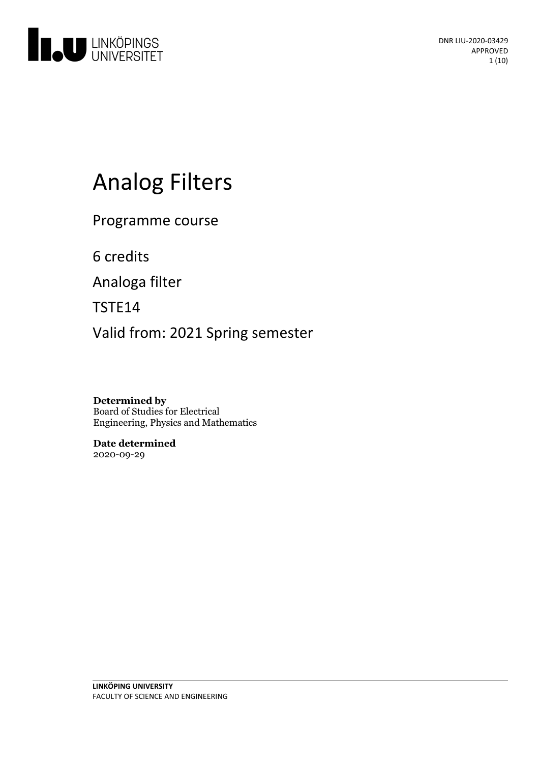DNR LIU-2020-03429
APPROVED

# Analog Filters

Programme course

6 credits

Analoga filter

TSTE14

Valid from: 2021 Spring semester

**Determined by**
Board of Studies for Electrical Engineering, Physics and Mathematics

**Date determined**
2020-09-29

**LINKÖPING UNIVERSITY**
FACULTY OF SCIENCE AND ENGINEERING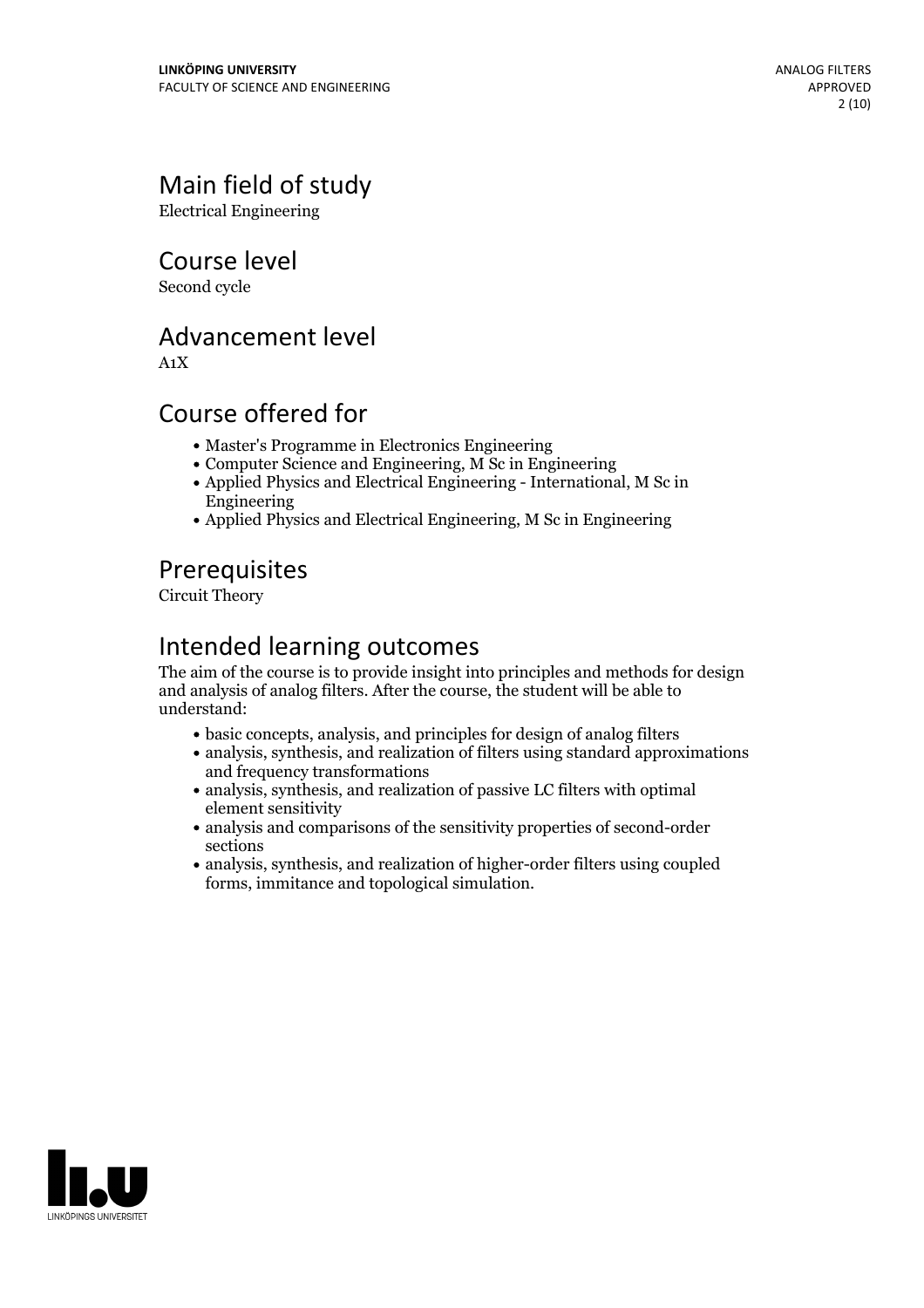## Main field of study

Electrical Engineering

## Course level

Second cycle

## Advancement level

A1X

## Course offered for

- Master's Programme in Electronics Engineering
- Computer Science and Engineering, M Sc in Engineering
- Applied Physics and Electrical Engineering - International, M Sc in Engineering
- Applied Physics and Electrical Engineering, M Sc in Engineering

## Prerequisites

Circuit Theory

## Intended learning outcomes

The aim of the course is to provide insight into principles and methods for design and analysis of analog filters. After the course, the student will be able to understand:

- basic concepts, analysis, and principles for design of analog filters
- analysis, synthesis, and realization of filters using standard approximations and frequency transformations
- analysis, synthesis, and realization of passive LC filters with optimal element sensitivity
- analysis and comparisons of the sensitivity properties of second-order sections
- analysis, synthesis, and realization of higher-order filters using coupled forms, immitance and topological simulation.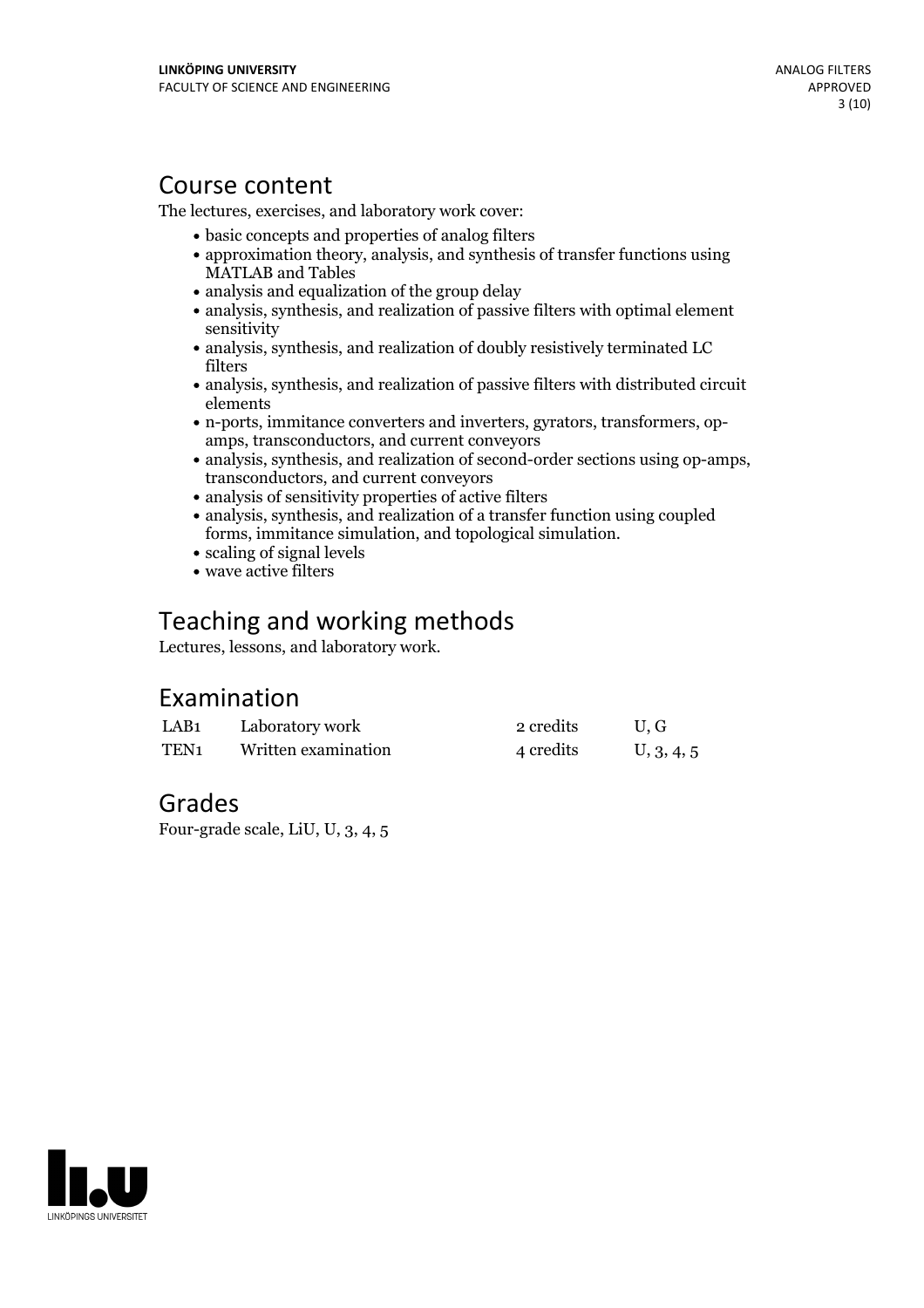## Course content

The lectures, exercises, and laboratory work cover:

- basic concepts and properties of analog filters
- approximation theory, analysis, and synthesis of transfer functions using MATLAB and Tables
- analysis and equalization of the group delay
- analysis, synthesis, and realization of passive filters with optimal element sensitivity
- analysis, synthesis, and realization of doubly resistively terminated LC filters
- analysis, synthesis, and realization of passive filters with distributed circuit elements
- n-ports, immitance converters and inverters, gyrators, transformers, op-amps, transconductors, and current conveyors
- analysis, synthesis, and realization of second-order sections using op-amps, transconductors, and current conveyors
- analysis of sensitivity properties of active filters
- analysis, synthesis, and realization of a transfer function using coupled forms, immitance simulation, and topological simulation.
- scaling of signal levels
- wave active filters

## Teaching and working methods

Lectures, lessons, and laboratory work.

## Examination

| | | | |
|---|---|---|---|
| LAB1 | Laboratory work | 2 credits | U, G |
| TEN1 | Written examination | 4 credits | U, 3, 4, 5 |

## Grades

Four-grade scale, LiU, U, 3, 4, 5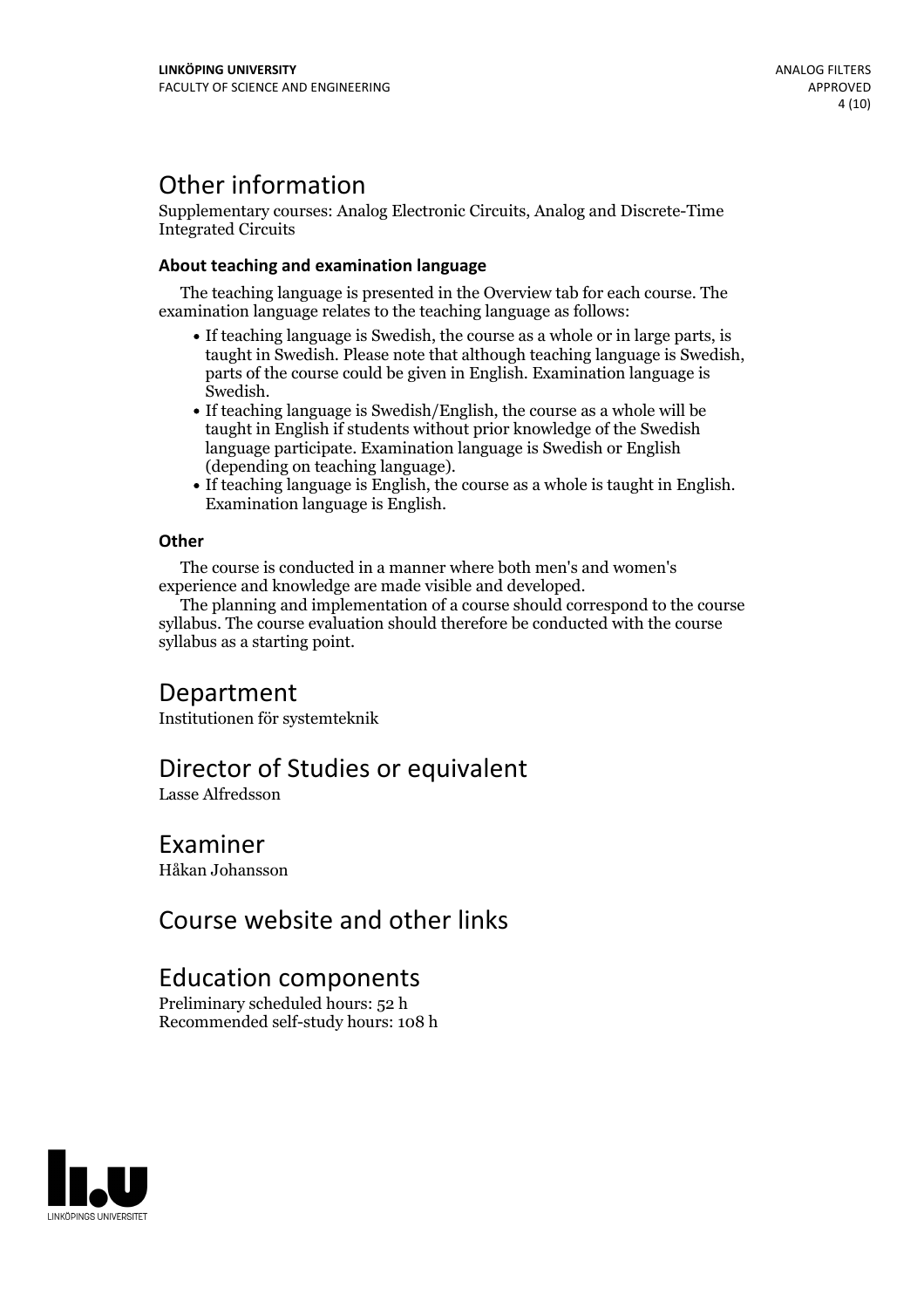# Other information

Supplementary courses: Analog Electronic Circuits, Analog and Discrete-Time Integrated Circuits

### About teaching and examination language

The teaching language is presented in the Overview tab for each course. The examination language relates to the teaching language as follows:

- If teaching language is Swedish, the course as a whole or in large parts, is taught in Swedish. Please note that although teaching language is Swedish, parts of the course could be given in English. Examination language is Swedish.
- If teaching language is Swedish/English, the course as a whole will be taught in English if students without prior knowledge of the Swedish language participate. Examination language is Swedish or English (depending on teaching language).
- If teaching language is English, the course as a whole is taught in English. Examination language is English.

### Other

The course is conducted in a manner where both men's and women's experience and knowledge are made visible and developed.

The planning and implementation of a course should correspond to the course syllabus. The course evaluation should therefore be conducted with the course syllabus as a starting point.

# Department

Institutionen för systemteknik

# Director of Studies or equivalent

Lasse Alfredsson

# Examiner

Håkan Johansson

# Course website and other links

# Education components

Preliminary scheduled hours: 52 h
Recommended self-study hours: 108 h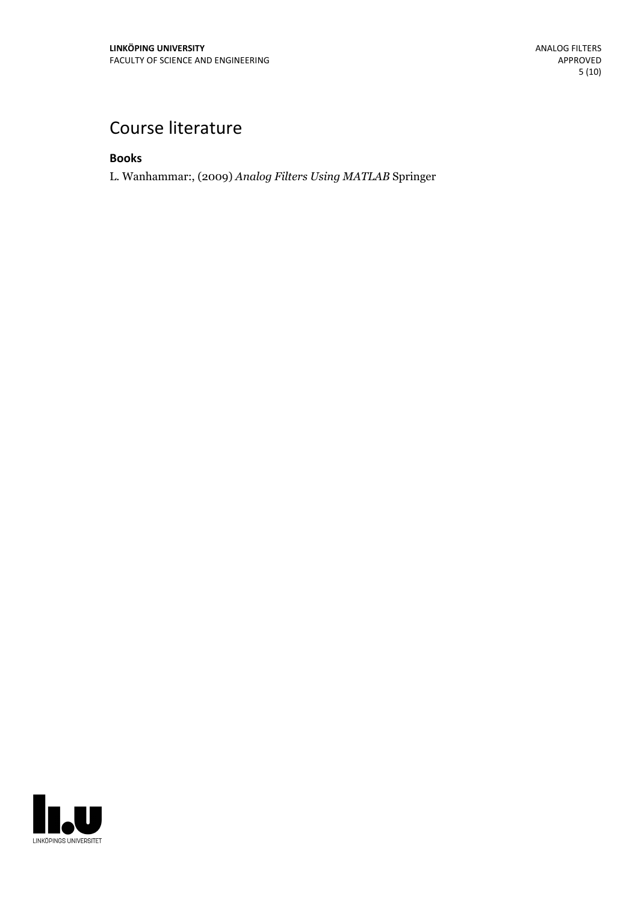# Course literature

### Books

L. Wanhammar:, (2009) *Analog Filters Using MATLAB* Springer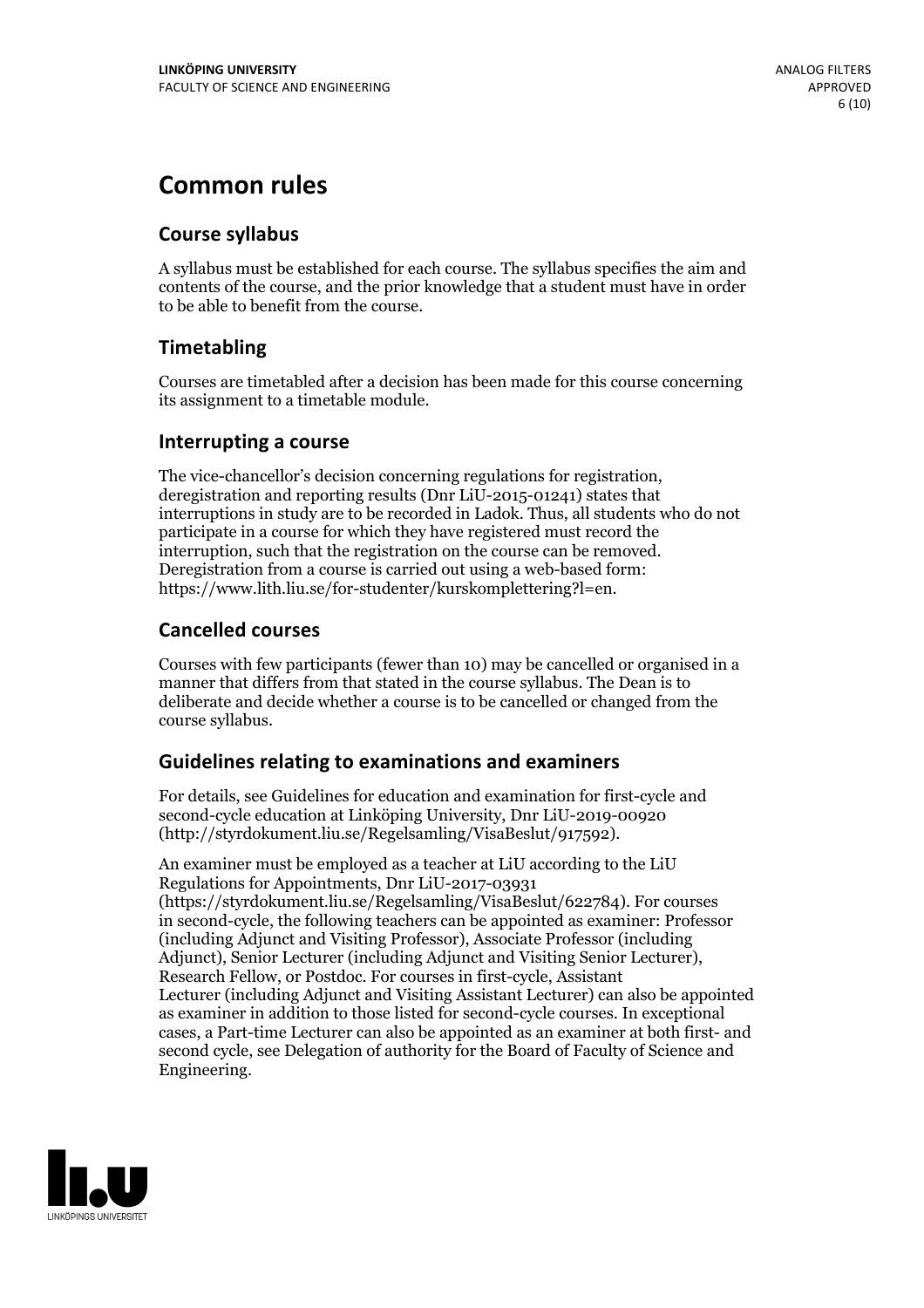# Common rules

## Course syllabus

A syllabus must be established for each course. The syllabus specifies the aim and contents of the course, and the prior knowledge that a student must have in order to be able to benefit from the course.

## Timetabling

Courses are timetabled after a decision has been made for this course concerning its assignment to a timetable module.

## Interrupting a course

The vice-chancellor's decision concerning regulations for registration, deregistration and reporting results (Dnr LiU-2015-01241) states that interruptions in study are to be recorded in Ladok. Thus, all students who do not participate in a course for which they have registered must record the interruption, such that the registration on the course can be removed. Deregistration from a course is carried out using a web-based form: https://www.lith.liu.se/for-studenter/kurskomplettering?l=en.

## Cancelled courses

Courses with few participants (fewer than 10) may be cancelled or organised in a manner that differs from that stated in the course syllabus. The Dean is to deliberate and decide whether a course is to be cancelled or changed from the course syllabus.

## Guidelines relating to examinations and examiners

For details, see Guidelines for education and examination for first-cycle and second-cycle education at Linköping University, Dnr LiU-2019-00920 (http://styrdokument.liu.se/Regelsamling/VisaBeslut/917592).

An examiner must be employed as a teacher at LiU according to the LiU Regulations for Appointments, Dnr LiU-2017-03931 (https://styrdokument.liu.se/Regelsamling/VisaBeslut/622784). For courses in second-cycle, the following teachers can be appointed as examiner: Professor (including Adjunct and Visiting Professor), Associate Professor (including Adjunct), Senior Lecturer (including Adjunct and Visiting Senior Lecturer), Research Fellow, or Postdoc. For courses in first-cycle, Assistant Lecturer (including Adjunct and Visiting Assistant Lecturer) can also be appointed as examiner in addition to those listed for second-cycle courses. In exceptional cases, a Part-time Lecturer can also be appointed as an examiner at both first- and second cycle, see Delegation of authority for the Board of Faculty of Science and Engineering.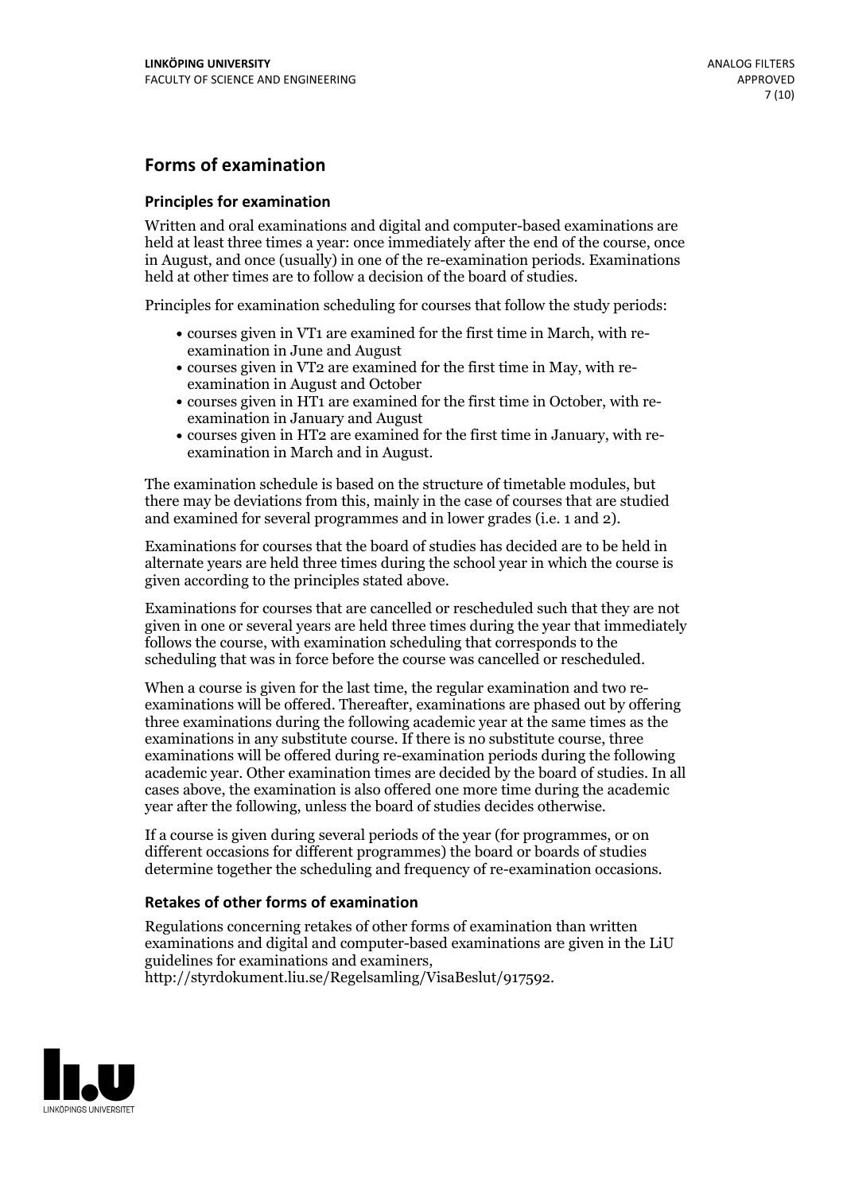## Forms of examination

### Principles for examination

Written and oral examinations and digital and computer-based examinations are held at least three times a year: once immediately after the end of the course, once in August, and once (usually) in one of the re-examination periods. Examinations held at other times are to follow a decision of the board of studies.

Principles for examination scheduling for courses that follow the study periods:

- courses given in VT1 are examined for the first time in March, with re-examination in June and August
- courses given in VT2 are examined for the first time in May, with re-examination in August and October
- courses given in HT1 are examined for the first time in October, with re-examination in January and August
- courses given in HT2 are examined for the first time in January, with re-examination in March and in August.

The examination schedule is based on the structure of timetable modules, but there may be deviations from this, mainly in the case of courses that are studied and examined for several programmes and in lower grades (i.e. 1 and 2).

Examinations for courses that the board of studies has decided are to be held in alternate years are held three times during the school year in which the course is given according to the principles stated above.

Examinations for courses that are cancelled or rescheduled such that they are not given in one or several years are held three times during the year that immediately follows the course, with examination scheduling that corresponds to the scheduling that was in force before the course was cancelled or rescheduled.

When a course is given for the last time, the regular examination and two re-examinations will be offered. Thereafter, examinations are phased out by offering three examinations during the following academic year at the same times as the examinations in any substitute course. If there is no substitute course, three examinations will be offered during re-examination periods during the following academic year. Other examination times are decided by the board of studies. In all cases above, the examination is also offered one more time during the academic year after the following, unless the board of studies decides otherwise.

If a course is given during several periods of the year (for programmes, or on different occasions for different programmes) the board or boards of studies determine together the scheduling and frequency of re-examination occasions.

### Retakes of other forms of examination

Regulations concerning retakes of other forms of examination than written examinations and digital and computer-based examinations are given in the LiU guidelines for examinations and examiners, http://styrdokument.liu.se/Regelsamling/VisaBeslut/917592.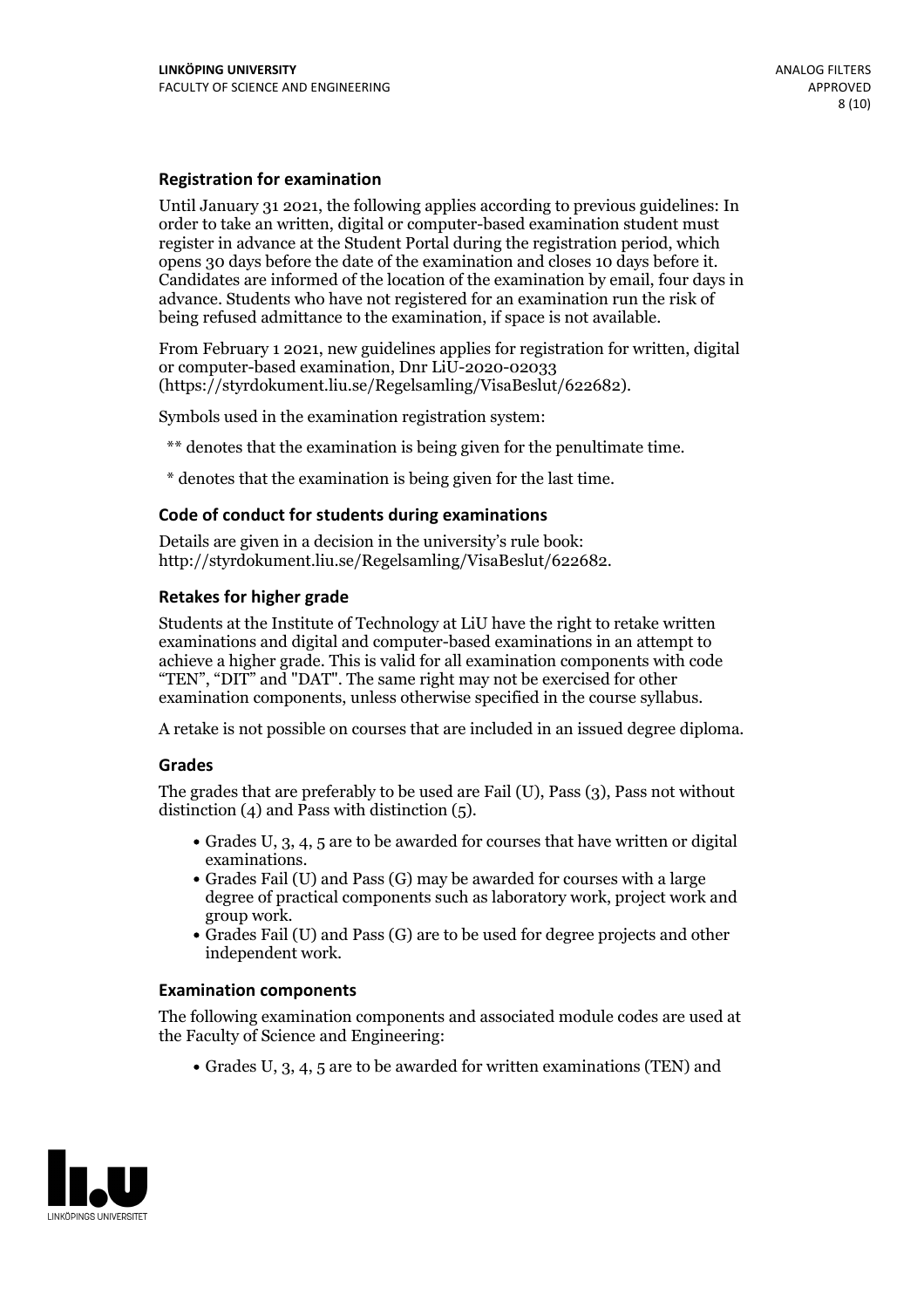### Registration for examination

Until January 31 2021, the following applies according to previous guidelines: In order to take an written, digital or computer-based examination student must register in advance at the Student Portal during the registration period, which opens 30 days before the date of the examination and closes 10 days before it. Candidates are informed of the location of the examination by email, four days in advance. Students who have not registered for an examination run the risk of being refused admittance to the examination, if space is not available.

From February 1 2021, new guidelines applies for registration for written, digital or computer-based examination, Dnr LiU-2020-02033 (https://styrdokument.liu.se/Regelsamling/VisaBeslut/622682).

Symbols used in the examination registration system:

** denotes that the examination is being given for the penultimate time.

* denotes that the examination is being given for the last time.

### Code of conduct for students during examinations

Details are given in a decision in the university's rule book: http://styrdokument.liu.se/Regelsamling/VisaBeslut/622682.

### Retakes for higher grade

Students at the Institute of Technology at LiU have the right to retake written examinations and digital and computer-based examinations in an attempt to achieve a higher grade. This is valid for all examination components with code "TEN", "DIT" and "DAT". The same right may not be exercised for other examination components, unless otherwise specified in the course syllabus.

A retake is not possible on courses that are included in an issued degree diploma.

### Grades

The grades that are preferably to be used are Fail (U), Pass (3), Pass not without distinction (4) and Pass with distinction (5).

- Grades U, 3, 4, 5 are to be awarded for courses that have written or digital examinations.
- Grades Fail (U) and Pass (G) may be awarded for courses with a large degree of practical components such as laboratory work, project work and group work.
- Grades Fail (U) and Pass (G) are to be used for degree projects and other independent work.

### Examination components

The following examination components and associated module codes are used at the Faculty of Science and Engineering:

- Grades U, 3, 4, 5 are to be awarded for written examinations (TEN) and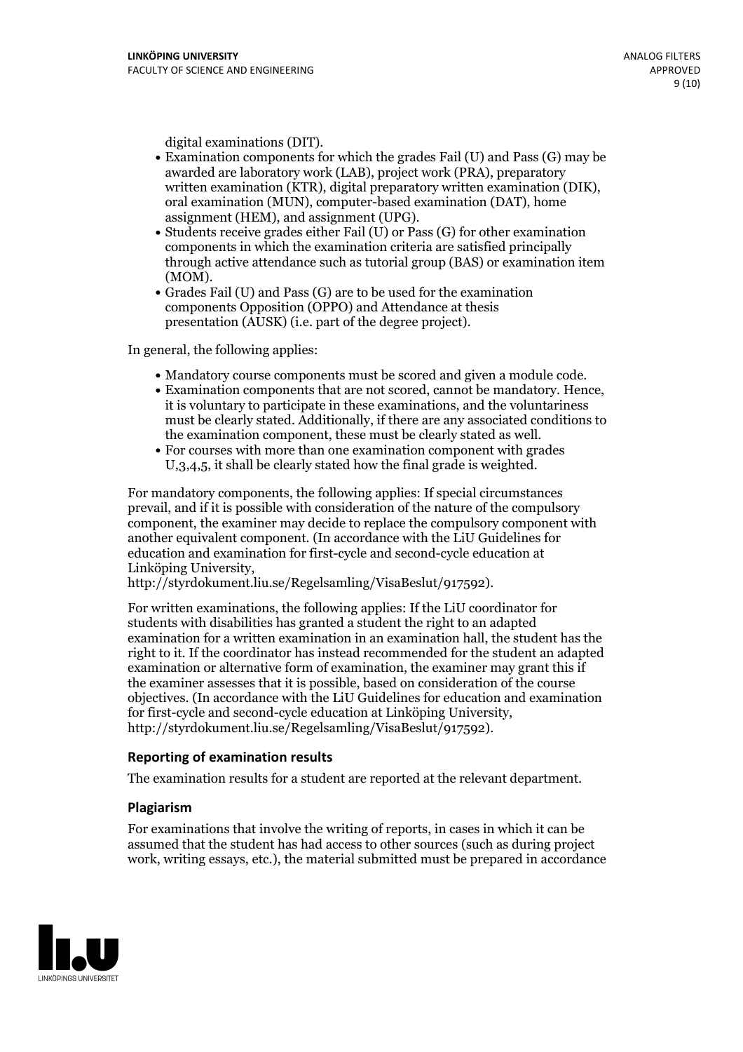digital examinations (DIT).

- Examination components for which the grades Fail (U) and Pass (G) may be awarded are laboratory work (LAB), project work (PRA), preparatory written examination (KTR), digital preparatory written examination (DIK), oral examination (MUN), computer-based examination (DAT), home assignment (HEM), and assignment (UPG).
- Students receive grades either Fail (U) or Pass (G) for other examination components in which the examination criteria are satisfied principally through active attendance such as tutorial group (BAS) or examination item (MOM).
- Grades Fail (U) and Pass (G) are to be used for the examination components Opposition (OPPO) and Attendance at thesis presentation (AUSK) (i.e. part of the degree project).

In general, the following applies:

- Mandatory course components must be scored and given a module code.
- Examination components that are not scored, cannot be mandatory. Hence, it is voluntary to participate in these examinations, and the voluntariness must be clearly stated. Additionally, if there are any associated conditions to the examination component, these must be clearly stated as well.
- For courses with more than one examination component with grades U,3,4,5, it shall be clearly stated how the final grade is weighted.

For mandatory components, the following applies: If special circumstances prevail, and if it is possible with consideration of the nature of the compulsory component, the examiner may decide to replace the compulsory component with another equivalent component. (In accordance with the LiU Guidelines for education and examination for first-cycle and second-cycle education at Linköping University, http://styrdokument.liu.se/Regelsamling/VisaBeslut/917592).

For written examinations, the following applies: If the LiU coordinator for students with disabilities has granted a student the right to an adapted examination for a written examination in an examination hall, the student has the right to it. If the coordinator has instead recommended for the student an adapted examination or alternative form of examination, the examiner may grant this if the examiner assesses that it is possible, based on consideration of the course objectives. (In accordance with the LiU Guidelines for education and examination for first-cycle and second-cycle education at Linköping University, http://styrdokument.liu.se/Regelsamling/VisaBeslut/917592).

### Reporting of examination results

The examination results for a student are reported at the relevant department.

### Plagiarism

For examinations that involve the writing of reports, in cases in which it can be assumed that the student has had access to other sources (such as during project work, writing essays, etc.), the material submitted must be prepared in accordance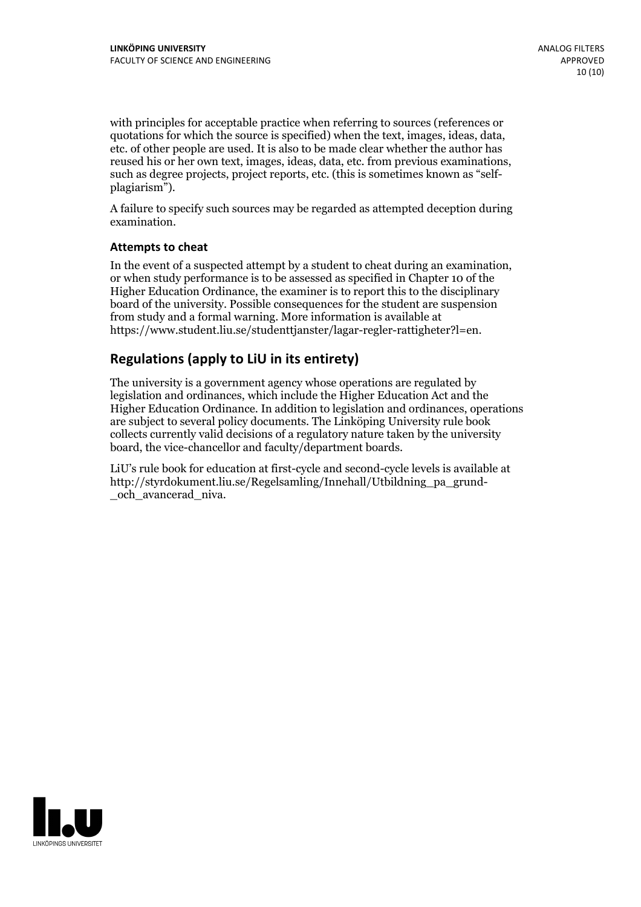with principles for acceptable practice when referring to sources (references or quotations for which the source is specified) when the text, images, ideas, data, etc. of other people are used. It is also to be made clear whether the author has reused his or her own text, images, ideas, data, etc. from previous examinations, such as degree projects, project reports, etc. (this is sometimes known as "self-plagiarism").

A failure to specify such sources may be regarded as attempted deception during examination.

### Attempts to cheat

In the event of a suspected attempt by a student to cheat during an examination, or when study performance is to be assessed as specified in Chapter 10 of the Higher Education Ordinance, the examiner is to report this to the disciplinary board of the university. Possible consequences for the student are suspension from study and a formal warning. More information is available at https://www.student.liu.se/studenttjanster/lagar-regler-rattigheter?l=en.

## Regulations (apply to LiU in its entirety)

The university is a government agency whose operations are regulated by legislation and ordinances, which include the Higher Education Act and the Higher Education Ordinance. In addition to legislation and ordinances, operations are subject to several policy documents. The Linköping University rule book collects currently valid decisions of a regulatory nature taken by the university board, the vice-chancellor and faculty/department boards.

LiU's rule book for education at first-cycle and second-cycle levels is available at http://styrdokument.liu.se/Regelsamling/Innehall/Utbildning_pa_grund-_och_avancerad_niva.